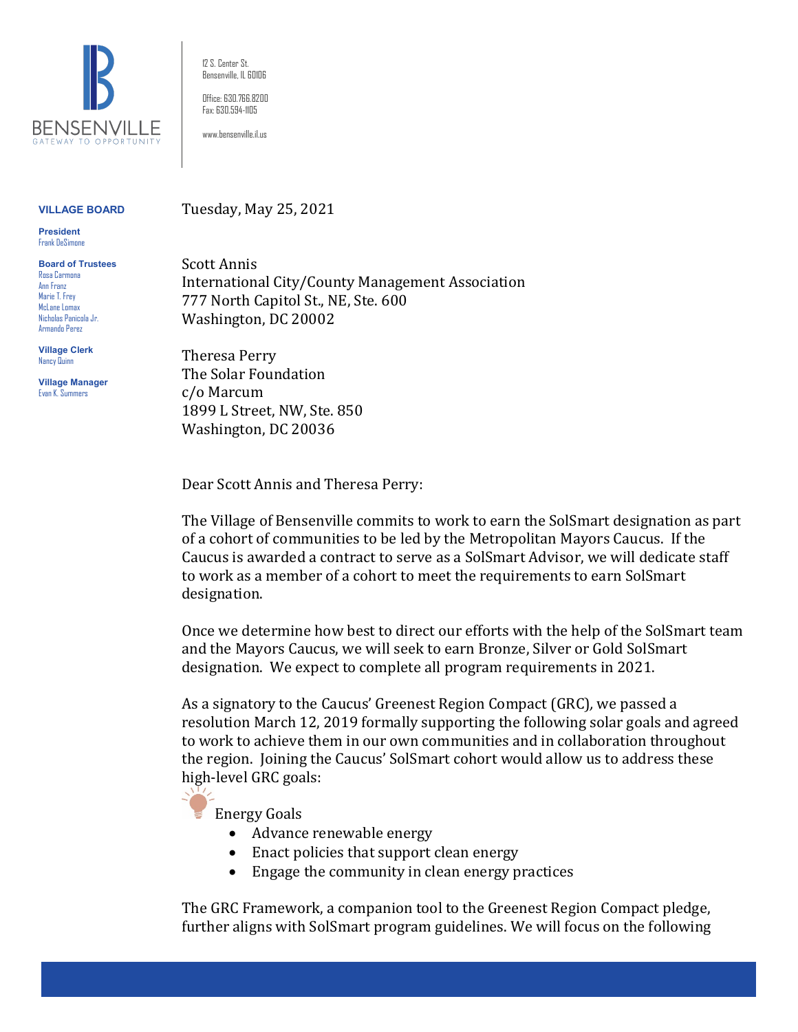BENSENVILLE
GATEWAY TO OPPORTUNITY

12 S. Center St.
Bensenville, IL 60106

Office: 630.766.8200
Fax: 630.594-1105

www.bensenville.il.us

**VILLAGE BOARD**

**President**
Frank DeSimone

**Board of Trustees**
Rosa Carmona
Ann Franz
Marie T. Frey
McLane Lomax
Nicholas Panicola Jr.
Armando Perez

**Village Clerk**
Nancy Quinn

**Village Manager**
Evan K. Summers

Tuesday, May 25, 2021

Scott Annis
International City/County Management Association
777 North Capitol St., NE, Ste. 600
Washington, DC 20002

Theresa Perry
The Solar Foundation
c/o Marcum
1899 L Street, NW, Ste. 850
Washington, DC 20036

Dear Scott Annis and Theresa Perry:

The Village of Bensenville commits to work to earn the SolSmart designation as part of a cohort of communities to be led by the Metropolitan Mayors Caucus. If the Caucus is awarded a contract to serve as a SolSmart Advisor, we will dedicate staff to work as a member of a cohort to meet the requirements to earn SolSmart designation.

Once we determine how best to direct our efforts with the help of the SolSmart team and the Mayors Caucus, we will seek to earn Bronze, Silver or Gold SolSmart designation. We expect to complete all program requirements in 2021.

As a signatory to the Caucus' Greenest Region Compact (GRC), we passed a resolution March 12, 2019 formally supporting the following solar goals and agreed to work to achieve them in our own communities and in collaboration throughout the region. Joining the Caucus' SolSmart cohort would allow us to address these high-level GRC goals:

Energy Goals

- Advance renewable energy
- Enact policies that support clean energy
- Engage the community in clean energy practices

The GRC Framework, a companion tool to the Greenest Region Compact pledge, further aligns with SolSmart program guidelines. We will focus on the following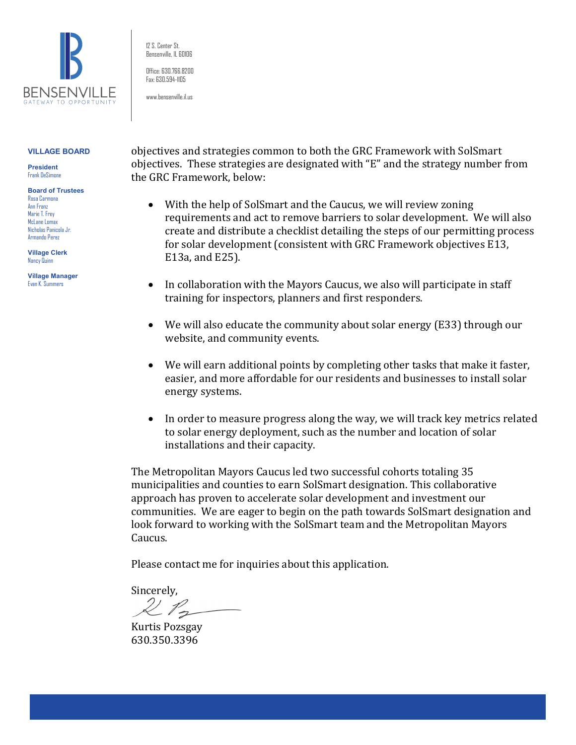BENSENVILLE
GATEWAY TO OPPORTUNITY

12 S. Center St.
Bensenville, IL 60106

Office: 630.766.8200
Fax: 630.594-1105

www.bensenville.il.us

**VILLAGE BOARD**

**President**
Frank DeSimone

**Board of Trustees**
Rosa Carmona
Ann Franz
Marie T. Frey
McLane Lomax
Nicholas Panicola Jr.
Armando Perez

**Village Clerk**
Nancy Quinn

**Village Manager**
Evan K. Summers

objectives and strategies common to both the GRC Framework with SolSmart objectives. These strategies are designated with "E" and the strategy number from the GRC Framework, below:

- With the help of SolSmart and the Caucus, we will review zoning requirements and act to remove barriers to solar development. We will also create and distribute a checklist detailing the steps of our permitting process for solar development (consistent with GRC Framework objectives E13, E13a, and E25).
- In collaboration with the Mayors Caucus, we also will participate in staff training for inspectors, planners and first responders.
- We will also educate the community about solar energy (E33) through our website, and community events.
- We will earn additional points by completing other tasks that make it faster, easier, and more affordable for our residents and businesses to install solar energy systems.
- In order to measure progress along the way, we will track key metrics related to solar energy deployment, such as the number and location of solar installations and their capacity.

The Metropolitan Mayors Caucus led two successful cohorts totaling 35 municipalities and counties to earn SolSmart designation. This collaborative approach has proven to accelerate solar development and investment our communities. We are eager to begin on the path towards SolSmart designation and look forward to working with the SolSmart team and the Metropolitan Mayors Caucus.

Please contact me for inquiries about this application.

Sincerely,

Kurtis Pozsgay
630.350.3396